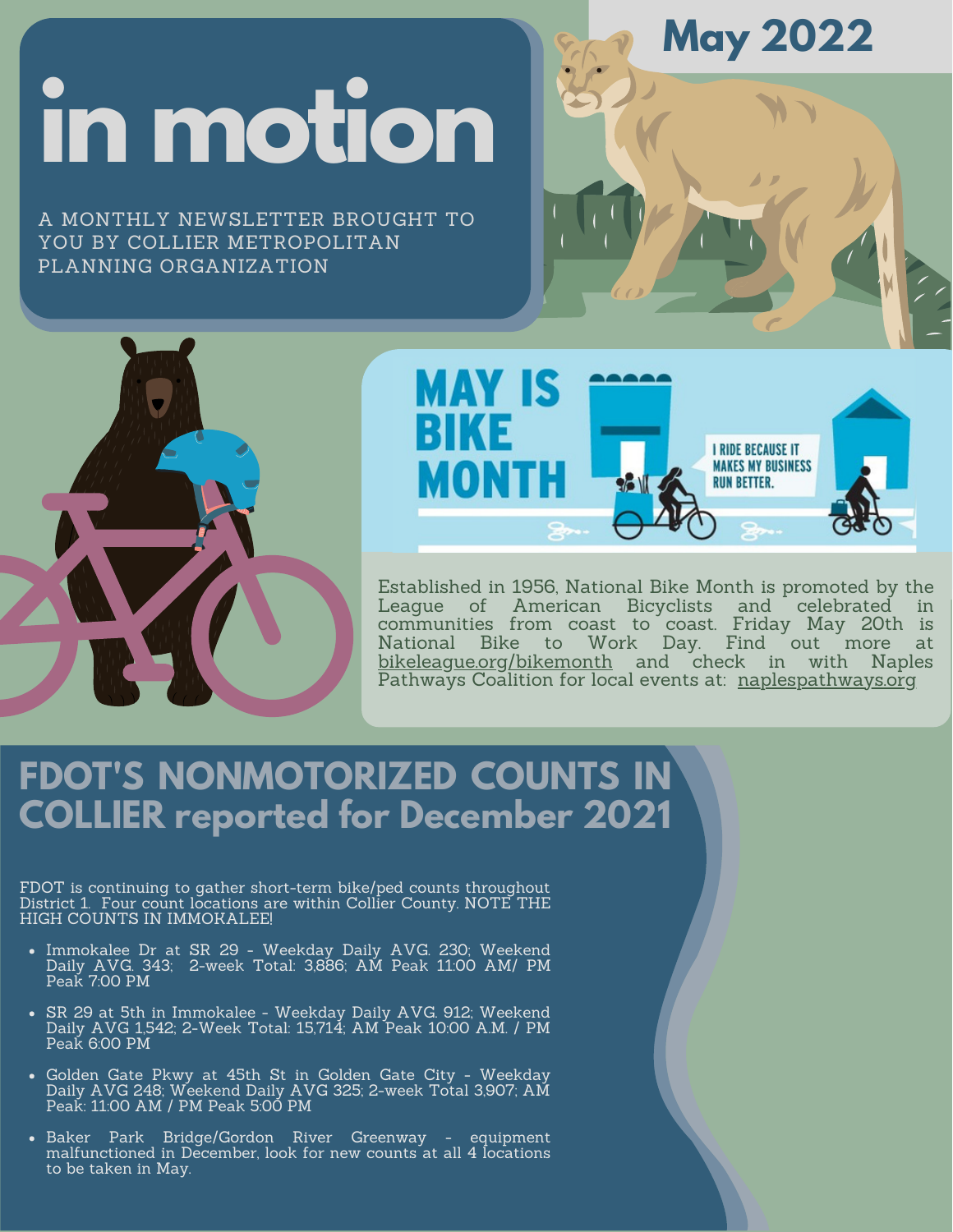May 2022

# in motion

A MONTHLY NEWSLETTER BROUGHT TO YOU BY COLLIER METROPOLITAN PLANNING ORGANIZATION

## MAY IS BIKE MONTH

I RIDE BECAUSE IT MAKES MY BUSINESS RUN BETTER.

Established in 1956, National Bike Month is promoted by the League of American Bicyclists and celebrated in communities from coast to coast. Friday May 20th is National Bike to Work Day. Find out more at bikeleague.org/bikemonth and check in with Naples Pathways Coalition for local events at: naplespathways.org

## FDOT'S NONMOTORIZED COUNTS IN COLLIER reported for December 2021

FDOT is continuing to gather short-term bike/ped counts throughout District 1. Four count locations are within Collier County. NOTE THE HIGH COUNTS IN IMMOKALEE!

- Immokalee Dr at SR 29 - Weekday Daily AVG. 230; Weekend Daily AVG. 343; 2-week Total: 3,886; AM Peak 11:00 AM/ PM Peak 7:00 PM
- SR 29 at 5th in Immokalee - Weekday Daily AVG. 912; Weekend Daily AVG 1,542; 2-Week Total: 15,714; AM Peak 10:00 A.M. / PM Peak 6:00 PM
- Golden Gate Pkwy at 45th St in Golden Gate City - Weekday Daily AVG 248; Weekend Daily AVG 325; 2-week Total 3,907; AM Peak: 11:00 AM / PM Peak 5:00 PM
- Baker Park Bridge/Gordon River Greenway - equipment malfunctioned in December, look for new counts at all 4 locations to be taken in May.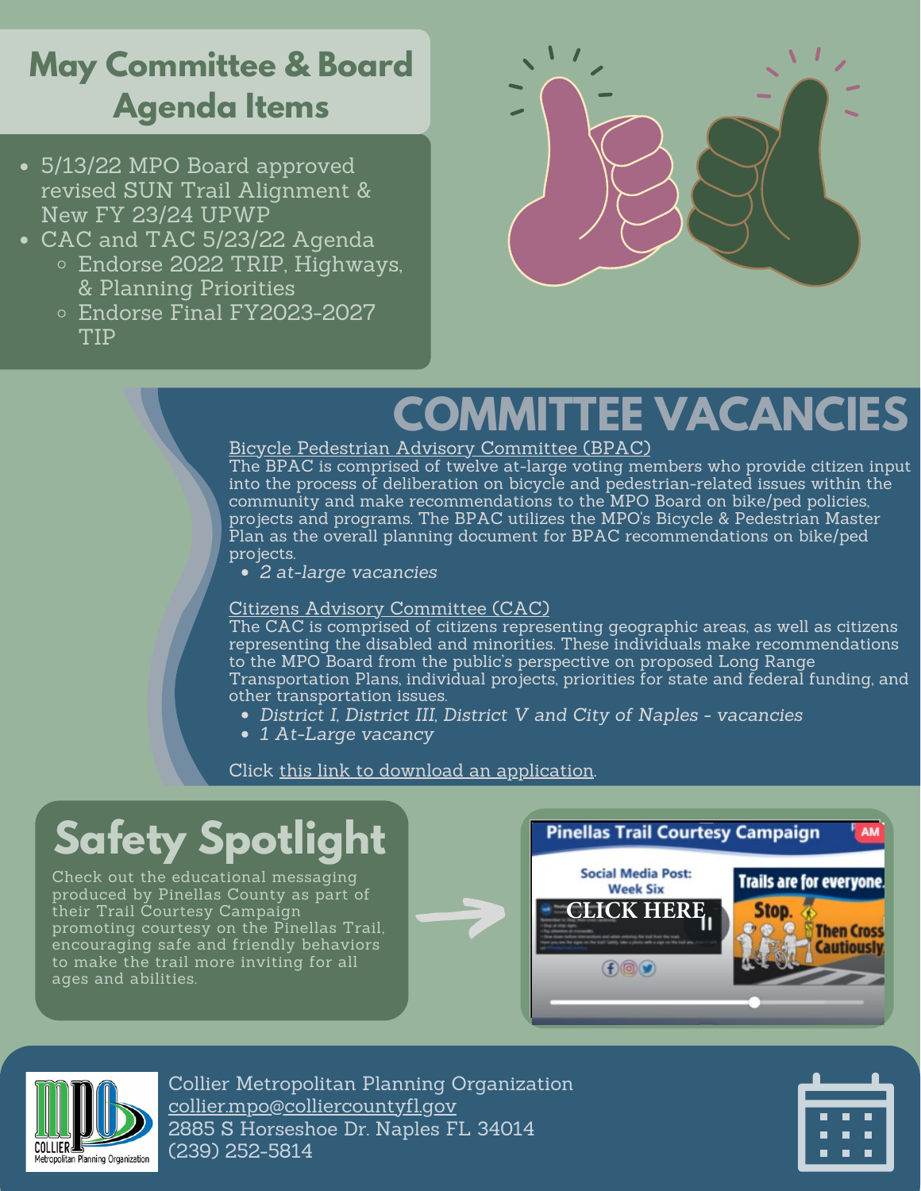## May Committee & Board Agenda Items

- 5/13/22 MPO Board approved revised SUN Trail Alignment & New FY 23/24 UPWP
- CAC and TAC 5/23/22 Agenda
  - Endorse 2022 TRIP, Highways, & Planning Priorities
  - Endorse Final FY2023-2027 TIP

## COMMITTEE VACANCIES

Bicycle Pedestrian Advisory Committee (BPAC)

The BPAC is comprised of twelve at-large voting members who provide citizen input into the process of deliberation on bicycle and pedestrian-related issues within the community and make recommendations to the MPO Board on bike/ped policies, projects and programs. The BPAC utilizes the MPO's Bicycle & Pedestrian Master Plan as the overall planning document for BPAC recommendations on bike/ped projects.

- *2 at-large vacancies*

Citizens Advisory Committee (CAC)

The CAC is comprised of citizens representing geographic areas, as well as citizens representing the disabled and minorities. These individuals make recommendations to the MPO Board from the public's perspective on proposed Long Range Transportation Plans, individual projects, priorities for state and federal funding, and other transportation issues.

- *District I, District III, District V and City of Naples - vacancies*
- *1 At-Large vacancy*

Click this link to download an application.

## Safety Spotlight

Check out the educational messaging produced by Pinellas County as part of their Trail Courtesy Campaign promoting courtesy on the Pinellas Trail, encouraging safe and friendly behaviors to make the trail more inviting for all ages and abilities.

Pinellas Trail Courtesy Campaign

Social Media Post: Week Six

CLICK HERE

Trails are for everyone. Stop. Then Cross Cautiously.

Collier Metropolitan Planning Organization
collier.mpo@colliercountyfl.gov
2885 S Horseshoe Dr. Naples FL 34014
(239) 252-5814